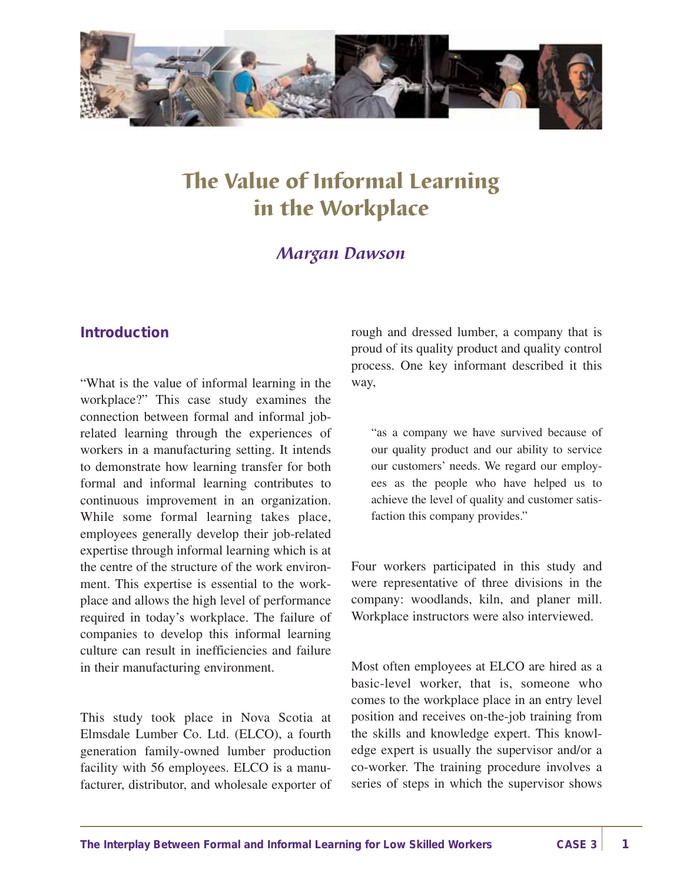# The Value of Informal Learning in the Workplace

*Margan Dawson*

## Introduction

"What is the value of informal learning in the workplace?" This case study examines the connection between formal and informal job-related learning through the experiences of workers in a manufacturing setting. It intends to demonstrate how learning transfer for both formal and informal learning contributes to continuous improvement in an organization. While some formal learning takes place, employees generally develop their job-related expertise through informal learning which is at the centre of the structure of the work environment. This expertise is essential to the workplace and allows the high level of performance required in today's workplace. The failure of companies to develop this informal learning culture can result in inefficiencies and failure in their manufacturing environment.

This study took place in Nova Scotia at Elmsdale Lumber Co. Ltd. (ELCO), a fourth generation family-owned lumber production facility with 56 employees. ELCO is a manufacturer, distributor, and wholesale exporter of rough and dressed lumber, a company that is proud of its quality product and quality control process. One key informant described it this way,

> "as a company we have survived because of our quality product and our ability to service our customers' needs. We regard our employees as the people who have helped us to achieve the level of quality and customer satisfaction this company provides."

Four workers participated in this study and were representative of three divisions in the company: woodlands, kiln, and planer mill. Workplace instructors were also interviewed.

Most often employees at ELCO are hired as a basic-level worker, that is, someone who comes to the workplace place in an entry level position and receives on-the-job training from the skills and knowledge expert. This knowledge expert is usually the supervisor and/or a co-worker. The training procedure involves a series of steps in which the supervisor shows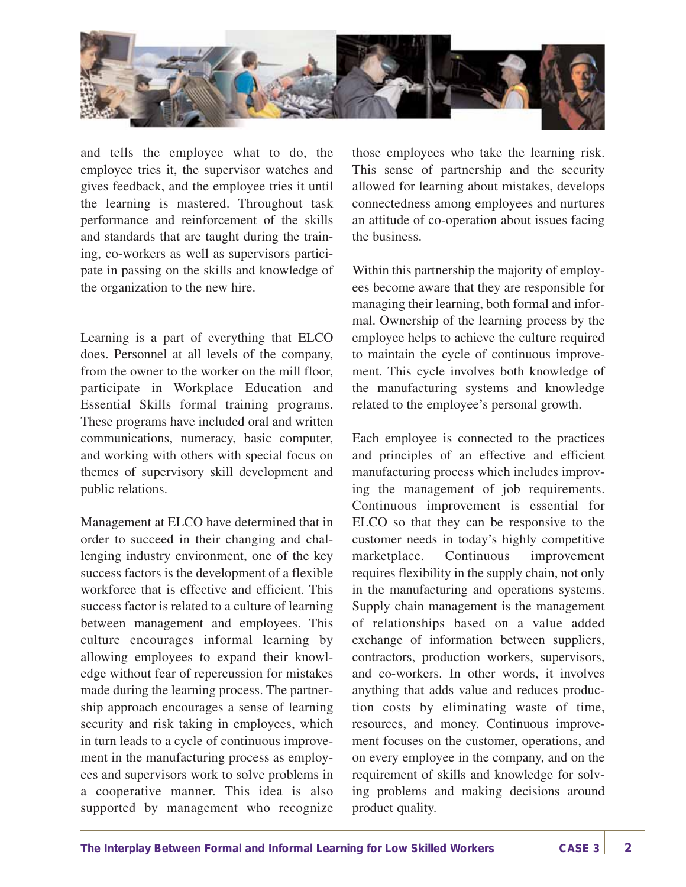and tells the employee what to do, the employee tries it, the supervisor watches and gives feedback, and the employee tries it until the learning is mastered. Throughout task performance and reinforcement of the skills and standards that are taught during the training, co-workers as well as supervisors participate in passing on the skills and knowledge of the organization to the new hire.

Learning is a part of everything that ELCO does. Personnel at all levels of the company, from the owner to the worker on the mill floor, participate in Workplace Education and Essential Skills formal training programs. These programs have included oral and written communications, numeracy, basic computer, and working with others with special focus on themes of supervisory skill development and public relations.

Management at ELCO have determined that in order to succeed in their changing and challenging industry environment, one of the key success factors is the development of a flexible workforce that is effective and efficient. This success factor is related to a culture of learning between management and employees. This culture encourages informal learning by allowing employees to expand their knowledge without fear of repercussion for mistakes made during the learning process. The partnership approach encourages a sense of learning security and risk taking in employees, which in turn leads to a cycle of continuous improvement in the manufacturing process as employees and supervisors work to solve problems in a cooperative manner. This idea is also supported by management who recognize those employees who take the learning risk. This sense of partnership and the security allowed for learning about mistakes, develops connectedness among employees and nurtures an attitude of co-operation about issues facing the business.

Within this partnership the majority of employees become aware that they are responsible for managing their learning, both formal and informal. Ownership of the learning process by the employee helps to achieve the culture required to maintain the cycle of continuous improvement. This cycle involves both knowledge of the manufacturing systems and knowledge related to the employee's personal growth.

Each employee is connected to the practices and principles of an effective and efficient manufacturing process which includes improving the management of job requirements. Continuous improvement is essential for ELCO so that they can be responsive to the customer needs in today's highly competitive marketplace. Continuous improvement requires flexibility in the supply chain, not only in the manufacturing and operations systems. Supply chain management is the management of relationships based on a value added exchange of information between suppliers, contractors, production workers, supervisors, and co-workers. In other words, it involves anything that adds value and reduces production costs by eliminating waste of time, resources, and money. Continuous improvement focuses on the customer, operations, and on every employee in the company, and on the requirement of skills and knowledge for solving problems and making decisions around product quality.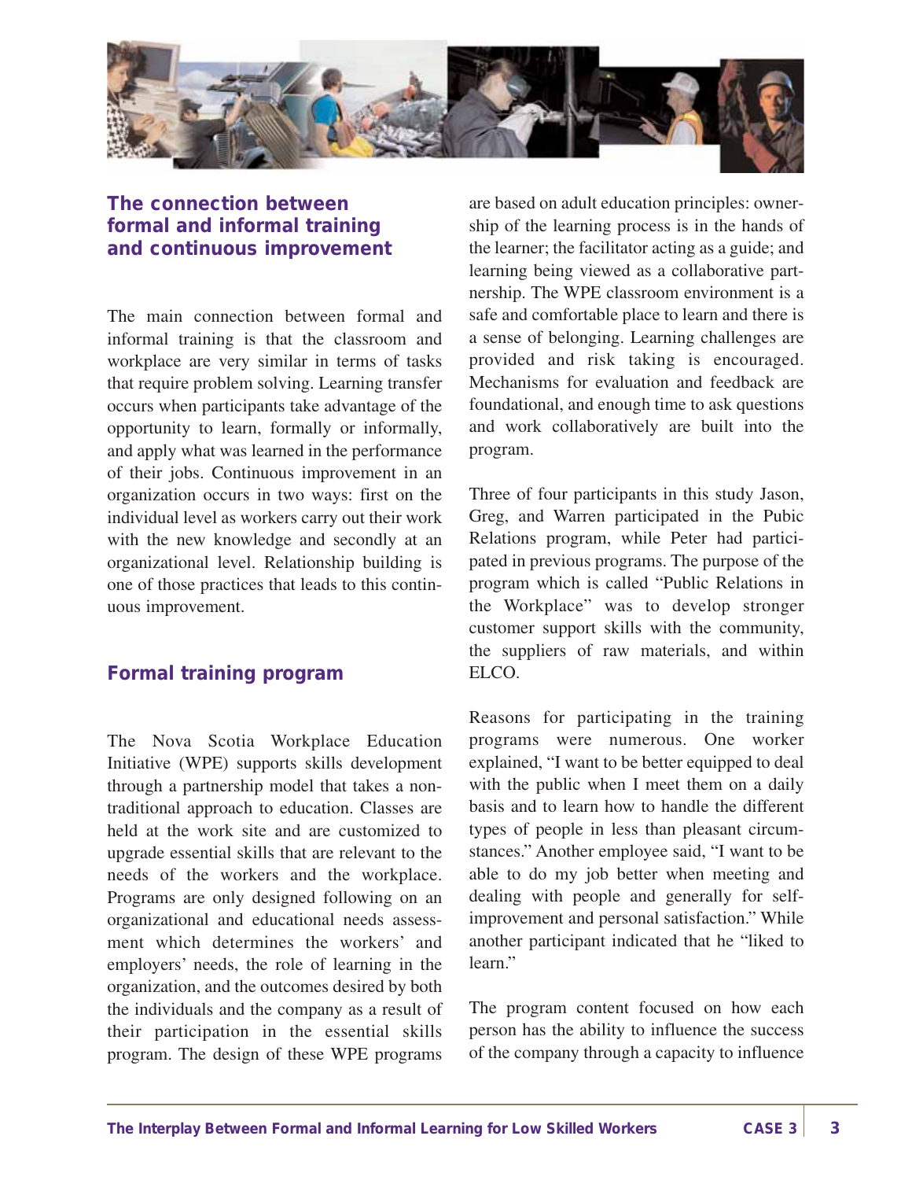## The connection between formal and informal training and continuous improvement

The main connection between formal and informal training is that the classroom and workplace are very similar in terms of tasks that require problem solving. Learning transfer occurs when participants take advantage of the opportunity to learn, formally or informally, and apply what was learned in the performance of their jobs. Continuous improvement in an organization occurs in two ways: first on the individual level as workers carry out their work with the new knowledge and secondly at an organizational level. Relationship building is one of those practices that leads to this continuous improvement.

## Formal training program

The Nova Scotia Workplace Education Initiative (WPE) supports skills development through a partnership model that takes a non-traditional approach to education. Classes are held at the work site and are customized to upgrade essential skills that are relevant to the needs of the workers and the workplace. Programs are only designed following on an organizational and educational needs assessment which determines the workers' and employers' needs, the role of learning in the organization, and the outcomes desired by both the individuals and the company as a result of their participation in the essential skills program. The design of these WPE programs are based on adult education principles: ownership of the learning process is in the hands of the learner; the facilitator acting as a guide; and learning being viewed as a collaborative partnership. The WPE classroom environment is a safe and comfortable place to learn and there is a sense of belonging. Learning challenges are provided and risk taking is encouraged. Mechanisms for evaluation and feedback are foundational, and enough time to ask questions and work collaboratively are built into the program.

Three of four participants in this study Jason, Greg, and Warren participated in the Pubic Relations program, while Peter had participated in previous programs. The purpose of the program which is called "Public Relations in the Workplace" was to develop stronger customer support skills with the community, the suppliers of raw materials, and within ELCO.

Reasons for participating in the training programs were numerous. One worker explained, "I want to be better equipped to deal with the public when I meet them on a daily basis and to learn how to handle the different types of people in less than pleasant circumstances." Another employee said, "I want to be able to do my job better when meeting and dealing with people and generally for self-improvement and personal satisfaction." While another participant indicated that he "liked to learn."

The program content focused on how each person has the ability to influence the success of the company through a capacity to influence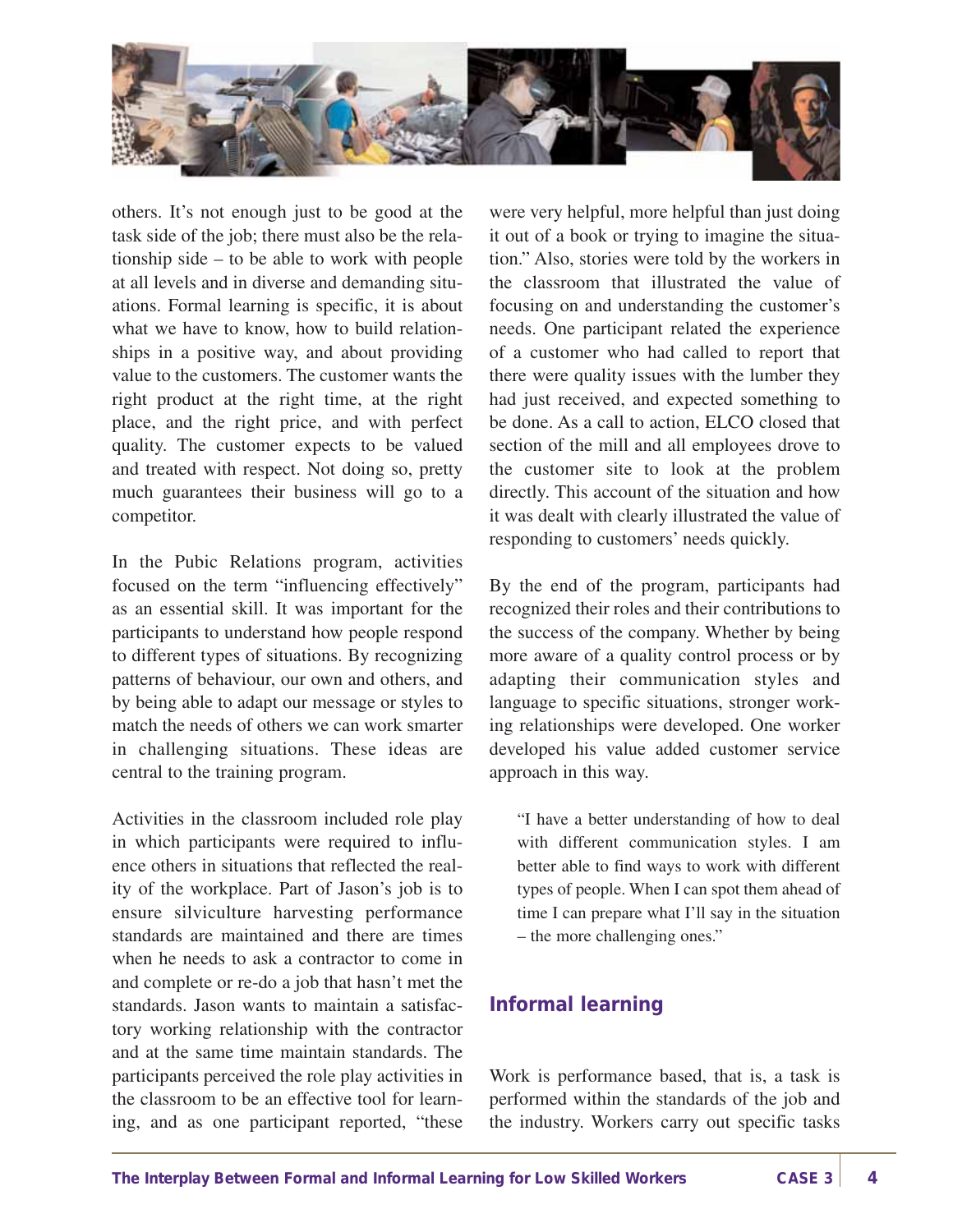others. It's not enough just to be good at the task side of the job; there must also be the relationship side – to be able to work with people at all levels and in diverse and demanding situations. Formal learning is specific, it is about what we have to know, how to build relationships in a positive way, and about providing value to the customers. The customer wants the right product at the right time, at the right place, and the right price, and with perfect quality. The customer expects to be valued and treated with respect. Not doing so, pretty much guarantees their business will go to a competitor.

In the Pubic Relations program, activities focused on the term "influencing effectively" as an essential skill. It was important for the participants to understand how people respond to different types of situations. By recognizing patterns of behaviour, our own and others, and by being able to adapt our message or styles to match the needs of others we can work smarter in challenging situations. These ideas are central to the training program.

Activities in the classroom included role play in which participants were required to influence others in situations that reflected the reality of the workplace. Part of Jason's job is to ensure silviculture harvesting performance standards are maintained and there are times when he needs to ask a contractor to come in and complete or re-do a job that hasn't met the standards. Jason wants to maintain a satisfactory working relationship with the contractor and at the same time maintain standards. The participants perceived the role play activities in the classroom to be an effective tool for learning, and as one participant reported, "these were very helpful, more helpful than just doing it out of a book or trying to imagine the situation." Also, stories were told by the workers in the classroom that illustrated the value of focusing on and understanding the customer's needs. One participant related the experience of a customer who had called to report that there were quality issues with the lumber they had just received, and expected something to be done. As a call to action, ELCO closed that section of the mill and all employees drove to the customer site to look at the problem directly. This account of the situation and how it was dealt with clearly illustrated the value of responding to customers' needs quickly.

By the end of the program, participants had recognized their roles and their contributions to the success of the company. Whether by being more aware of a quality control process or by adapting their communication styles and language to specific situations, stronger working relationships were developed. One worker developed his value added customer service approach in this way.

> "I have a better understanding of how to deal with different communication styles. I am better able to find ways to work with different types of people. When I can spot them ahead of time I can prepare what I'll say in the situation – the more challenging ones."

## Informal learning

Work is performance based, that is, a task is performed within the standards of the job and the industry. Workers carry out specific tasks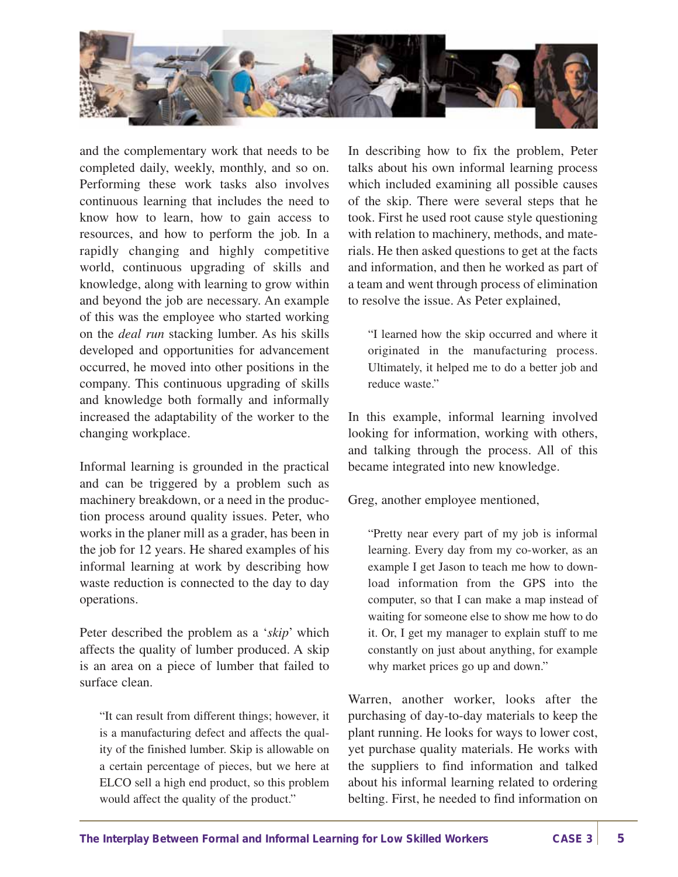and the complementary work that needs to be completed daily, weekly, monthly, and so on. Performing these work tasks also involves continuous learning that includes the need to know how to learn, how to gain access to resources, and how to perform the job. In a rapidly changing and highly competitive world, continuous upgrading of skills and knowledge, along with learning to grow within and beyond the job are necessary. An example of this was the employee who started working on the *deal run* stacking lumber. As his skills developed and opportunities for advancement occurred, he moved into other positions in the company. This continuous upgrading of skills and knowledge both formally and informally increased the adaptability of the worker to the changing workplace.

Informal learning is grounded in the practical and can be triggered by a problem such as machinery breakdown, or a need in the production process around quality issues. Peter, who works in the planer mill as a grader, has been in the job for 12 years. He shared examples of his informal learning at work by describing how waste reduction is connected to the day to day operations.

Peter described the problem as a '*skip*' which affects the quality of lumber produced. A skip is an area on a piece of lumber that failed to surface clean.

> "It can result from different things; however, it is a manufacturing defect and affects the quality of the finished lumber. Skip is allowable on a certain percentage of pieces, but we here at ELCO sell a high end product, so this problem would affect the quality of the product."

In describing how to fix the problem, Peter talks about his own informal learning process which included examining all possible causes of the skip. There were several steps that he took. First he used root cause style questioning with relation to machinery, methods, and materials. He then asked questions to get at the facts and information, and then he worked as part of a team and went through process of elimination to resolve the issue. As Peter explained,

> "I learned how the skip occurred and where it originated in the manufacturing process. Ultimately, it helped me to do a better job and reduce waste."

In this example, informal learning involved looking for information, working with others, and talking through the process. All of this became integrated into new knowledge.

Greg, another employee mentioned,

> "Pretty near every part of my job is informal learning. Every day from my co-worker, as an example I get Jason to teach me how to download information from the GPS into the computer, so that I can make a map instead of waiting for someone else to show me how to do it. Or, I get my manager to explain stuff to me constantly on just about anything, for example why market prices go up and down."

Warren, another worker, looks after the purchasing of day-to-day materials to keep the plant running. He looks for ways to lower cost, yet purchase quality materials. He works with the suppliers to find information and talked about his informal learning related to ordering belting. First, he needed to find information on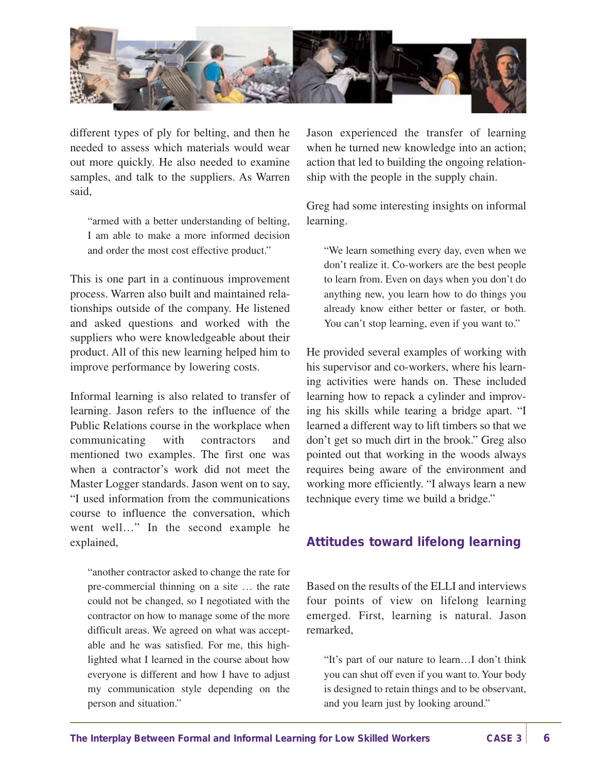different types of ply for belting, and then he needed to assess which materials would wear out more quickly. He also needed to examine samples, and talk to the suppliers. As Warren said,

> "armed with a better understanding of belting, I am able to make a more informed decision and order the most cost effective product."

This is one part in a continuous improvement process. Warren also built and maintained relationships outside of the company. He listened and asked questions and worked with the suppliers who were knowledgeable about their product. All of this new learning helped him to improve performance by lowering costs.

Informal learning is also related to transfer of learning. Jason refers to the influence of the Public Relations course in the workplace when communicating with contractors and mentioned two examples. The first one was when a contractor's work did not meet the Master Logger standards. Jason went on to say, "I used information from the communications course to influence the conversation, which went well…" In the second example he explained,

> "another contractor asked to change the rate for pre-commercial thinning on a site … the rate could not be changed, so I negotiated with the contractor on how to manage some of the more difficult areas. We agreed on what was acceptable and he was satisfied. For me, this highlighted what I learned in the course about how everyone is different and how I have to adjust my communication style depending on the person and situation."

Jason experienced the transfer of learning when he turned new knowledge into an action; action that led to building the ongoing relationship with the people in the supply chain.

Greg had some interesting insights on informal learning.

> "We learn something every day, even when we don't realize it. Co-workers are the best people to learn from. Even on days when you don't do anything new, you learn how to do things you already know either better or faster, or both. You can't stop learning, even if you want to."

He provided several examples of working with his supervisor and co-workers, where his learning activities were hands on. These included learning how to repack a cylinder and improving his skills while tearing a bridge apart. "I learned a different way to lift timbers so that we don't get so much dirt in the brook." Greg also pointed out that working in the woods always requires being aware of the environment and working more efficiently. "I always learn a new technique every time we build a bridge."

## Attitudes toward lifelong learning

Based on the results of the ELLI and interviews four points of view on lifelong learning emerged. First, learning is natural. Jason remarked,

> "It's part of our nature to learn…I don't think you can shut off even if you want to. Your body is designed to retain things and to be observant, and you learn just by looking around."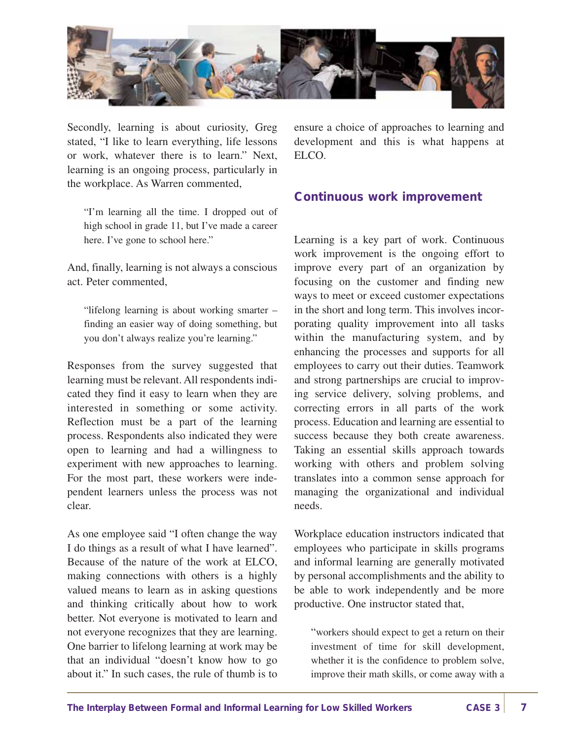Secondly, learning is about curiosity, Greg stated, "I like to learn everything, life lessons or work, whatever there is to learn." Next, learning is an ongoing process, particularly in the workplace. As Warren commented,

> "I'm learning all the time. I dropped out of high school in grade 11, but I've made a career here. I've gone to school here."

And, finally, learning is not always a conscious act. Peter commented,

> "lifelong learning is about working smarter – finding an easier way of doing something, but you don't always realize you're learning."

Responses from the survey suggested that learning must be relevant. All respondents indicated they find it easy to learn when they are interested in something or some activity. Reflection must be a part of the learning process. Respondents also indicated they were open to learning and had a willingness to experiment with new approaches to learning. For the most part, these workers were independent learners unless the process was not clear.

As one employee said "I often change the way I do things as a result of what I have learned". Because of the nature of the work at ELCO, making connections with others is a highly valued means to learn as in asking questions and thinking critically about how to work better. Not everyone is motivated to learn and not everyone recognizes that they are learning. One barrier to lifelong learning at work may be that an individual "doesn't know how to go about it." In such cases, the rule of thumb is to ensure a choice of approaches to learning and development and this is what happens at ELCO.

## Continuous work improvement

Learning is a key part of work. Continuous work improvement is the ongoing effort to improve every part of an organization by focusing on the customer and finding new ways to meet or exceed customer expectations in the short and long term. This involves incorporating quality improvement into all tasks within the manufacturing system, and by enhancing the processes and supports for all employees to carry out their duties. Teamwork and strong partnerships are crucial to improving service delivery, solving problems, and correcting errors in all parts of the work process. Education and learning are essential to success because they both create awareness. Taking an essential skills approach towards working with others and problem solving translates into a common sense approach for managing the organizational and individual needs.

Workplace education instructors indicated that employees who participate in skills programs and informal learning are generally motivated by personal accomplishments and the ability to be able to work independently and be more productive. One instructor stated that,

> "workers should expect to get a return on their investment of time for skill development, whether it is the confidence to problem solve, improve their math skills, or come away with a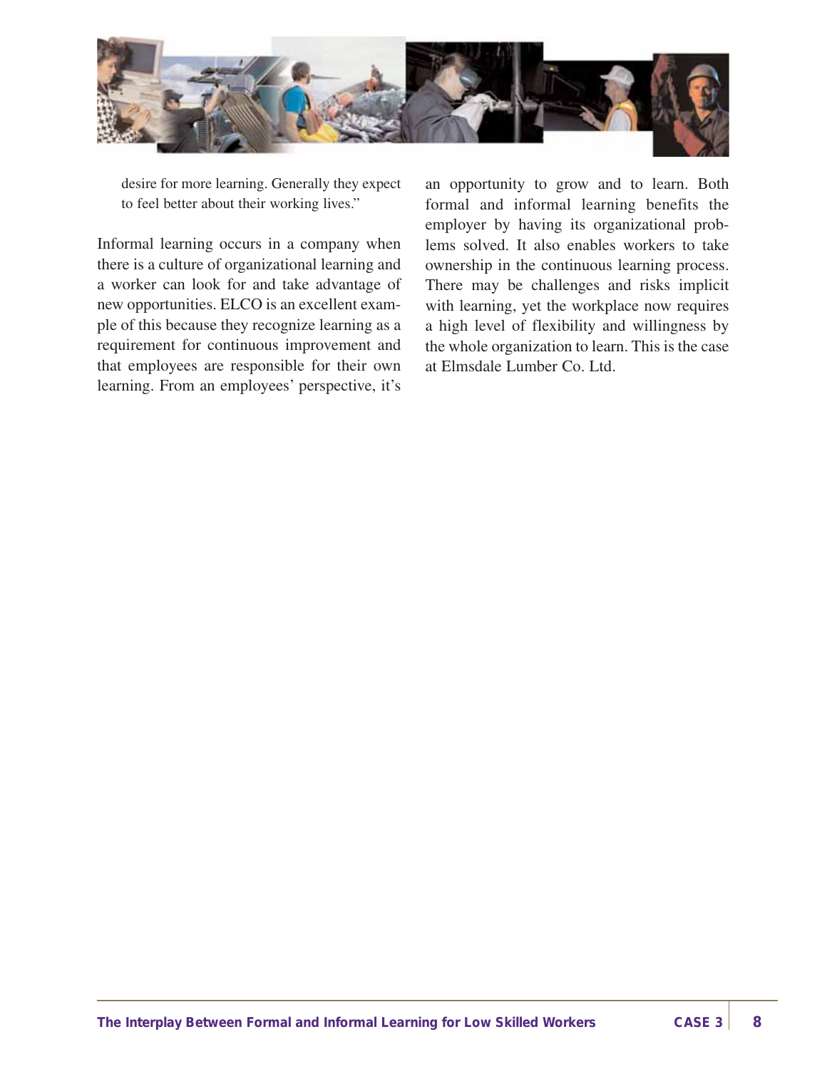desire for more learning. Generally they expect to feel better about their working lives."

Informal learning occurs in a company when there is a culture of organizational learning and a worker can look for and take advantage of new opportunities. ELCO is an excellent example of this because they recognize learning as a requirement for continuous improvement and that employees are responsible for their own learning. From an employees' perspective, it's an opportunity to grow and to learn. Both formal and informal learning benefits the employer by having its organizational problems solved. It also enables workers to take ownership in the continuous learning process. There may be challenges and risks implicit with learning, yet the workplace now requires a high level of flexibility and willingness by the whole organization to learn. This is the case at Elmsdale Lumber Co. Ltd.